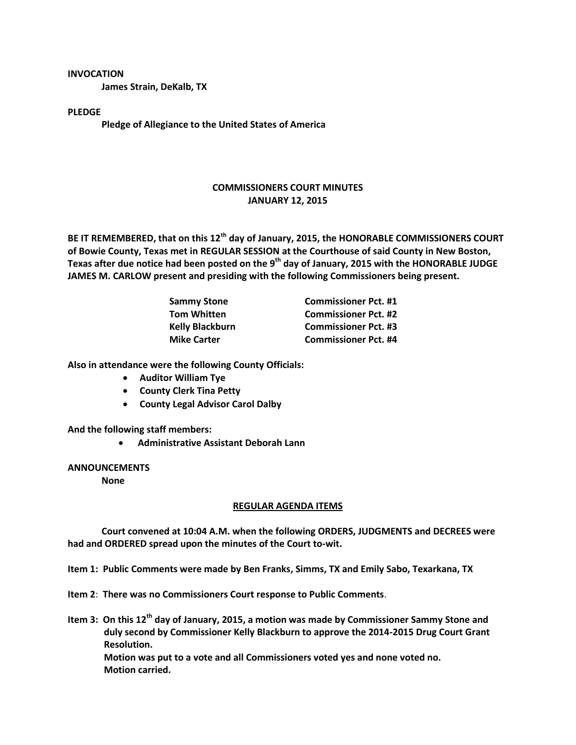**INVOCATION**

**James Strain, DeKalb, TX**

**PLEDGE**

**Pledge of Allegiance to the United States of America**

# COMMISSIONERS COURT MINUTES
## JANUARY 12, 2015

**BE IT REMEMBERED, that on this 12th day of January, 2015, the HONORABLE COMMISSIONERS COURT of Bowie County, Texas met in REGULAR SESSION at the Courthouse of said County in New Boston, Texas after due notice had been posted on the 9th day of January, 2015 with the HONORABLE JUDGE JAMES M. CARLOW present and presiding with the following Commissioners being present.**

| | |
|---|---|
| **Sammy Stone** | **Commissioner Pct. #1** |
| **Tom Whitten** | **Commissioner Pct. #2** |
| **Kelly Blackburn** | **Commissioner Pct. #3** |
| **Mike Carter** | **Commissioner Pct. #4** |

**Also in attendance were the following County Officials:**

- **Auditor William Tye**
- **County Clerk Tina Petty**
- **County Legal Advisor Carol Dalby**

**And the following staff members:**

- **Administrative Assistant Deborah Lann**

**ANNOUNCEMENTS**

**None**

## REGULAR AGENDA ITEMS

**Court convened at 10:04 A.M. when the following ORDERS, JUDGMENTS and DECREES were had and ORDERED spread upon the minutes of the Court to-wit.**

**Item 1: Public Comments were made by Ben Franks, Simms, TX and Emily Sabo, Texarkana, TX**

**Item 2: There was no Commissioners Court response to Public Comments.**

**Item 3: On this 12th day of January, 2015, a motion was made by Commissioner Sammy Stone and duly second by Commissioner Kelly Blackburn to approve the 2014-2015 Drug Court Grant Resolution.**
**Motion was put to a vote and all Commissioners voted yes and none voted no.**
**Motion carried.**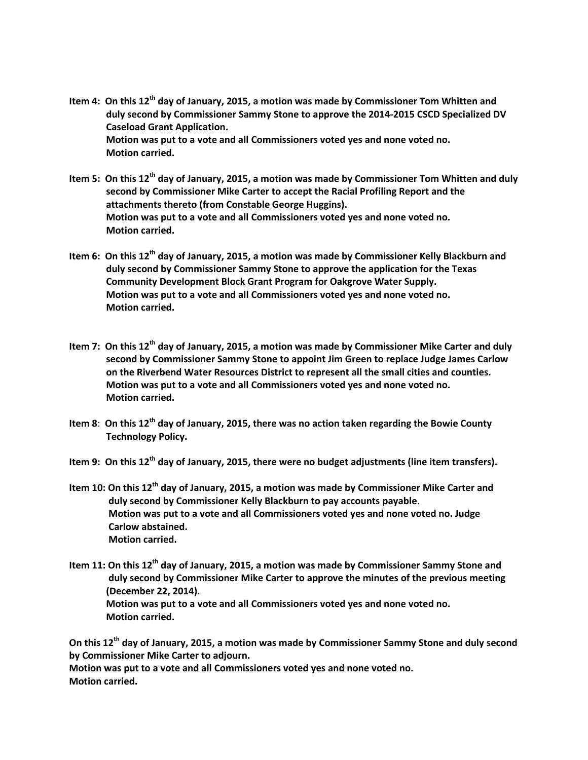**Item 4: On this 12th day of January, 2015, a motion was made by Commissioner Tom Whitten and duly second by Commissioner Sammy Stone to approve the 2014-2015 CSCD Specialized DV Caseload Grant Application.**
**Motion was put to a vote and all Commissioners voted yes and none voted no.**
**Motion carried.**

**Item 5: On this 12th day of January, 2015, a motion was made by Commissioner Tom Whitten and duly second by Commissioner Mike Carter to accept the Racial Profiling Report and the attachments thereto (from Constable George Huggins).**
**Motion was put to a vote and all Commissioners voted yes and none voted no.**
**Motion carried.**

**Item 6: On this 12th day of January, 2015, a motion was made by Commissioner Kelly Blackburn and duly second by Commissioner Sammy Stone to approve the application for the Texas Community Development Block Grant Program for Oakgrove Water Supply.**
**Motion was put to a vote and all Commissioners voted yes and none voted no.**
**Motion carried.**

**Item 7: On this 12th day of January, 2015, a motion was made by Commissioner Mike Carter and duly second by Commissioner Sammy Stone to appoint Jim Green to replace Judge James Carlow on the Riverbend Water Resources District to represent all the small cities and counties.**
**Motion was put to a vote and all Commissioners voted yes and none voted no.**
**Motion carried.**

**Item 8: On this 12th day of January, 2015, there was no action taken regarding the Bowie County Technology Policy.**

**Item 9: On this 12th day of January, 2015, there were no budget adjustments (line item transfers).**

**Item 10: On this 12th day of January, 2015, a motion was made by Commissioner Mike Carter and duly second by Commissioner Kelly Blackburn to pay accounts payable.**
**Motion was put to a vote and all Commissioners voted yes and none voted no. Judge Carlow abstained.**
**Motion carried.**

**Item 11: On this 12th day of January, 2015, a motion was made by Commissioner Sammy Stone and duly second by Commissioner Mike Carter to approve the minutes of the previous meeting (December 22, 2014).**
**Motion was put to a vote and all Commissioners voted yes and none voted no.**
**Motion carried.**

**On this 12th day of January, 2015, a motion was made by Commissioner Sammy Stone and duly second by Commissioner Mike Carter to adjourn.**
**Motion was put to a vote and all Commissioners voted yes and none voted no.**
**Motion carried.**